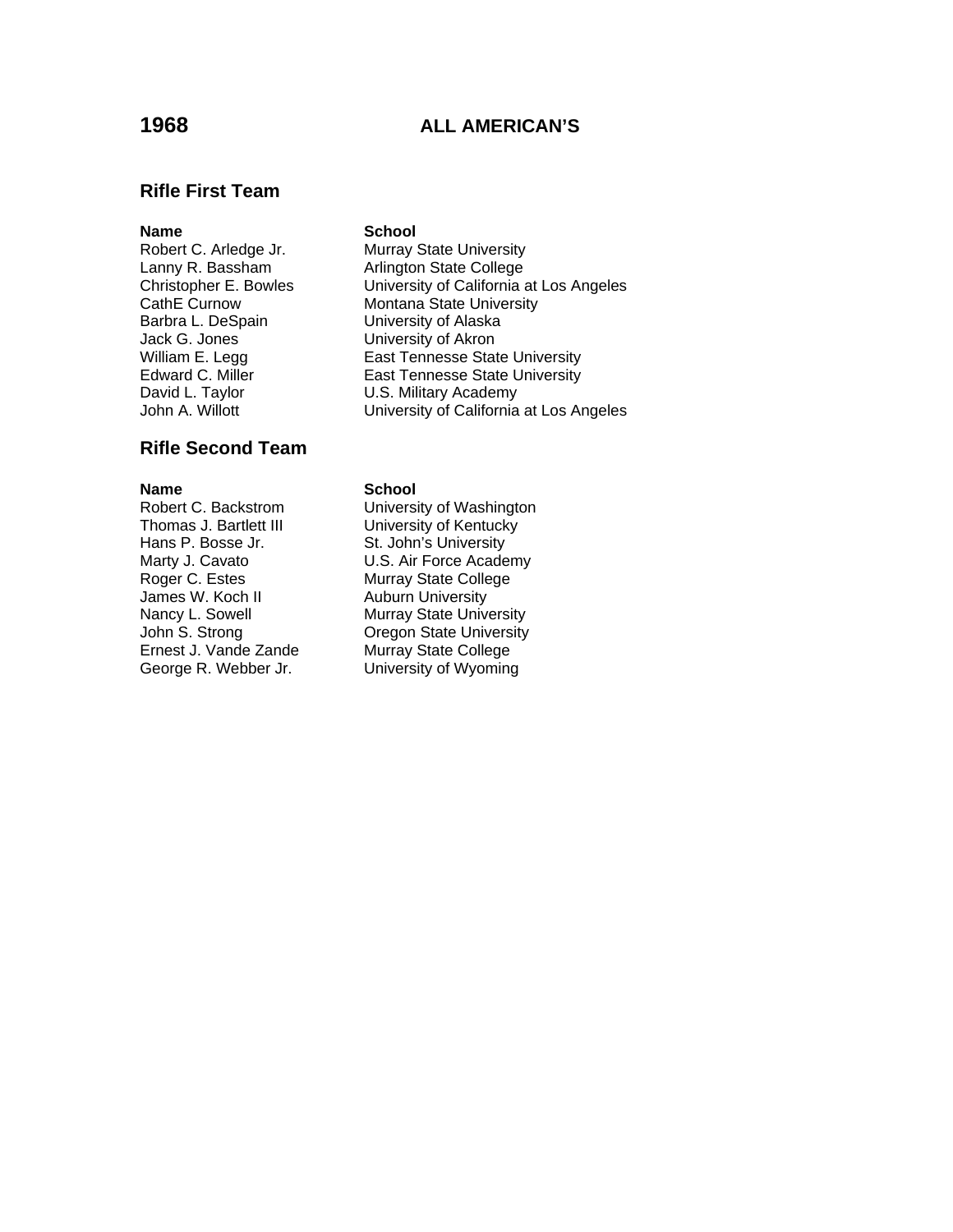# 1968 ALL AMERICAN'S

## Rifle First Team

| Name | School |
|---|---|
| Robert C. Arledge Jr. | Murray State University |
| Lanny R. Bassham | Arlington State College |
| Christopher E. Bowles | University of California at Los Angeles |
| CathE Curnow | Montana State University |
| Barbra L. DeSpain | University of Alaska |
| Jack G. Jones | University of Akron |
| William E. Legg | East Tennesse State University |
| Edward C. Miller | East Tennesse State University |
| David L. Taylor | U.S. Military Academy |
| John A. Willott | University of California at Los Angeles |

## Rifle Second Team

| Name | School |
|---|---|
| Robert C. Backstrom | University of Washington |
| Thomas J. Bartlett III | University of Kentucky |
| Hans P. Bosse Jr. | St. John's University |
| Marty J. Cavato | U.S. Air Force Academy |
| Roger C. Estes | Murray State College |
| James W. Koch II | Auburn University |
| Nancy L. Sowell | Murray State University |
| John S. Strong | Oregon State University |
| Ernest J. Vande Zande | Murray State College |
| George R. Webber Jr. | University of Wyoming |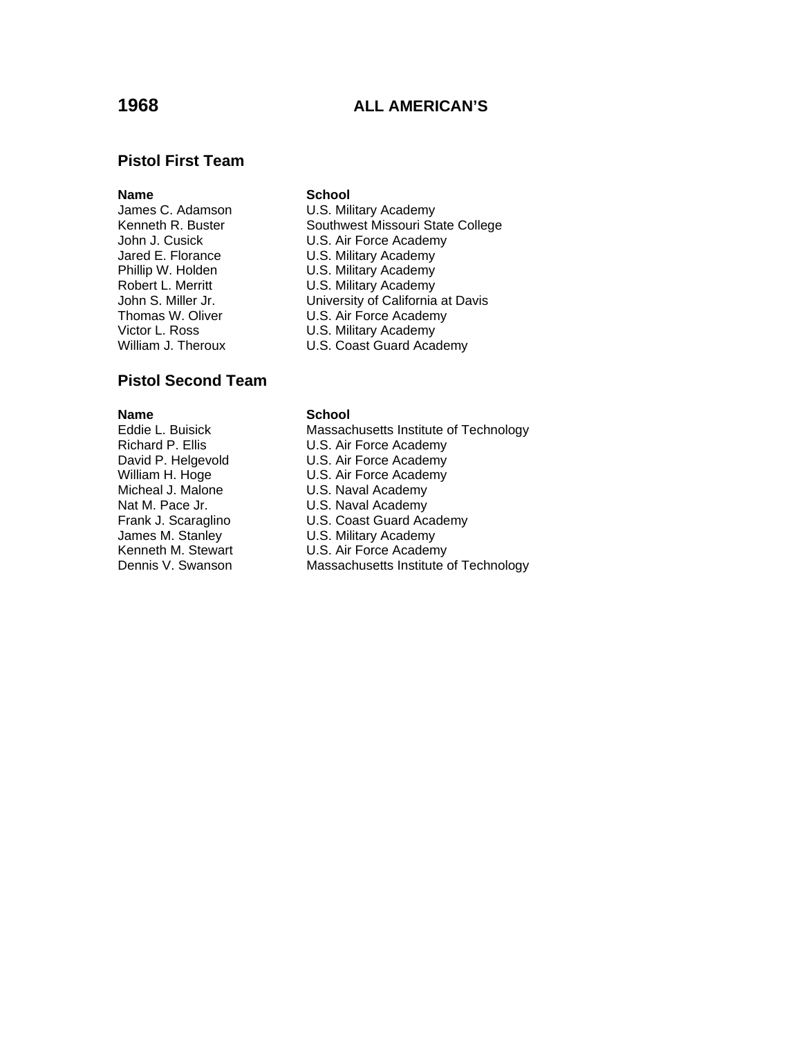# 1968 ALL AMERICAN'S

## Pistol First Team

| Name | School |
|---|---|
| James C. Adamson | U.S. Military Academy |
| Kenneth R. Buster | Southwest Missouri State College |
| John J. Cusick | U.S. Air Force Academy |
| Jared E. Florance | U.S. Military Academy |
| Phillip W. Holden | U.S. Military Academy |
| Robert L. Merritt | U.S. Military Academy |
| John S. Miller Jr. | University of California at Davis |
| Thomas W. Oliver | U.S. Air Force Academy |
| Victor L. Ross | U.S. Military Academy |
| William J. Theroux | U.S. Coast Guard Academy |

## Pistol Second Team

| Name | School |
|---|---|
| Eddie L. Buisick | Massachusetts Institute of Technology |
| Richard P. Ellis | U.S. Air Force Academy |
| David P. Helgevold | U.S. Air Force Academy |
| William H. Hoge | U.S. Air Force Academy |
| Micheal J. Malone | U.S. Naval Academy |
| Nat M. Pace Jr. | U.S. Naval Academy |
| Frank J. Scaraglino | U.S. Coast Guard Academy |
| James M. Stanley | U.S. Military Academy |
| Kenneth M. Stewart | U.S. Air Force Academy |
| Dennis V. Swanson | Massachusetts Institute of Technology |